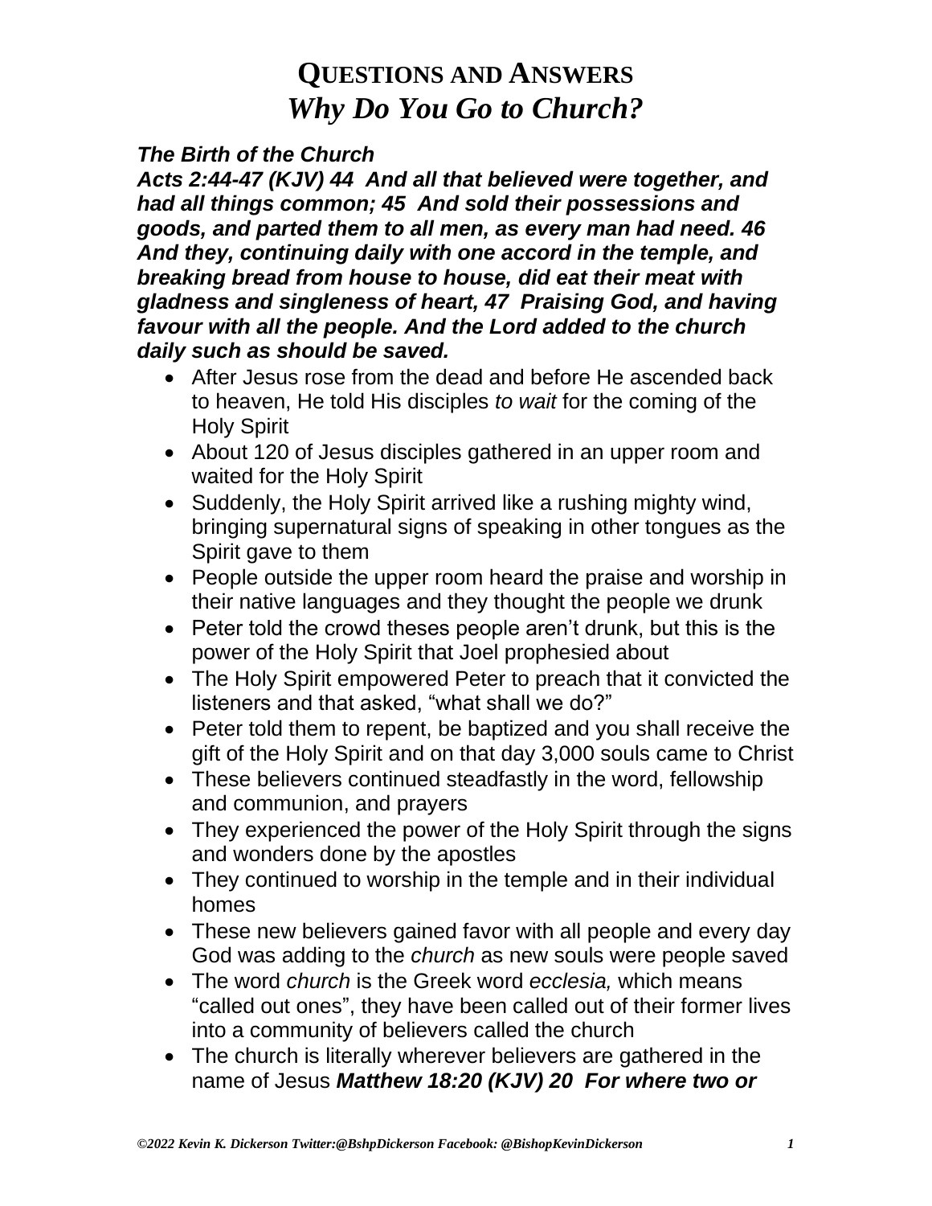# **Questions and Answers**
# ***Why Do You Go to Church?***

***The Birth of the Church***

***Acts 2:44-47 (KJV) 44 And all that believed were together, and had all things common; 45 And sold their possessions and goods, and parted them to all men, as every man had need. 46 And they, continuing daily with one accord in the temple, and breaking bread from house to house, did eat their meat with gladness and singleness of heart, 47 Praising God, and having favour with all the people. And the Lord added to the church daily such as should be saved.***

- After Jesus rose from the dead and before He ascended back to heaven, He told His disciples *to wait* for the coming of the Holy Spirit
- About 120 of Jesus disciples gathered in an upper room and waited for the Holy Spirit
- Suddenly, the Holy Spirit arrived like a rushing mighty wind, bringing supernatural signs of speaking in other tongues as the Spirit gave to them
- People outside the upper room heard the praise and worship in their native languages and they thought the people we drunk
- Peter told the crowd theses people aren't drunk, but this is the power of the Holy Spirit that Joel prophesied about
- The Holy Spirit empowered Peter to preach that it convicted the listeners and that asked, "what shall we do?"
- Peter told them to repent, be baptized and you shall receive the gift of the Holy Spirit and on that day 3,000 souls came to Christ
- These believers continued steadfastly in the word, fellowship and communion, and prayers
- They experienced the power of the Holy Spirit through the signs and wonders done by the apostles
- They continued to worship in the temple and in their individual homes
- These new believers gained favor with all people and every day God was adding to the *church* as new souls were people saved
- The word *church* is the Greek word *ecclesia,* which means "called out ones", they have been called out of their former lives into a community of believers called the church
- The church is literally wherever believers are gathered in the name of Jesus ***Matthew 18:20 (KJV) 20 For where two or***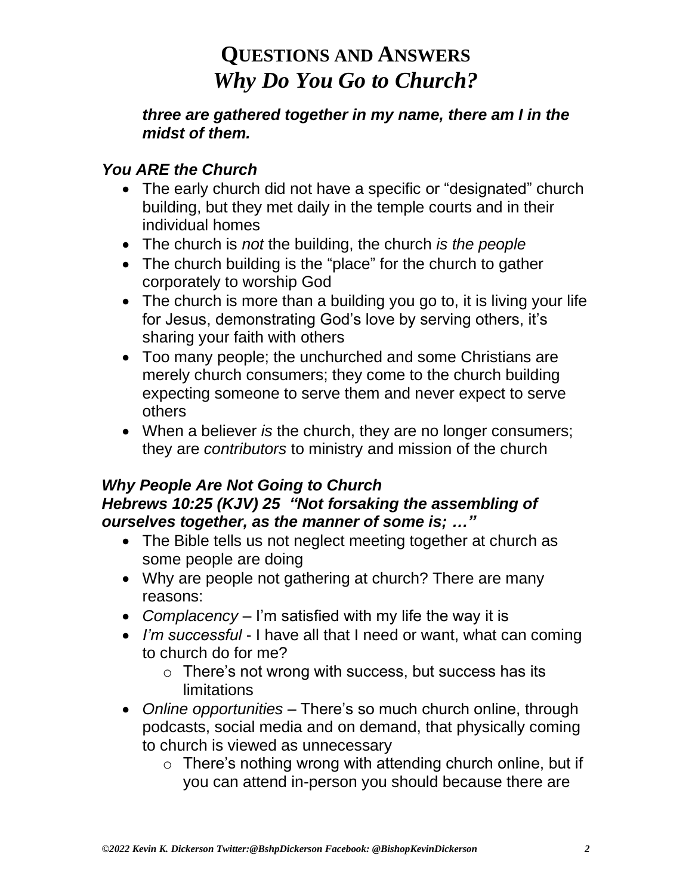***three are gathered together in my name, there am I in the midst of them.***

### *You ARE the Church*

- The early church did not have a specific or "designated" church building, but they met daily in the temple courts and in their individual homes
- The church is *not* the building, the church *is the people*
- The church building is the "place" for the church to gather corporately to worship God
- The church is more than a building you go to, it is living your life for Jesus, demonstrating God's love by serving others, it's sharing your faith with others
- Too many people; the unchurched and some Christians are merely church consumers; they come to the church building expecting someone to serve them and never expect to serve others
- When a believer *is* the church, they are no longer consumers; they are *contributors* to ministry and mission of the church

### *Why People Are Not Going to Church*
### *Hebrews 10:25 (KJV) 25 "Not forsaking the assembling of ourselves together, as the manner of some is; …"*

- The Bible tells us not neglect meeting together at church as some people are doing
- Why are people not gathering at church? There are many reasons:
- *Complacency* – I'm satisfied with my life the way it is
- *I'm successful* - I have all that I need or want, what can coming to church do for me?
  - There's not wrong with success, but success has its limitations
- *Online opportunities* – There's so much church online, through podcasts, social media and on demand, that physically coming to church is viewed as unnecessary
  - There's nothing wrong with attending church online, but if you can attend in-person you should because there are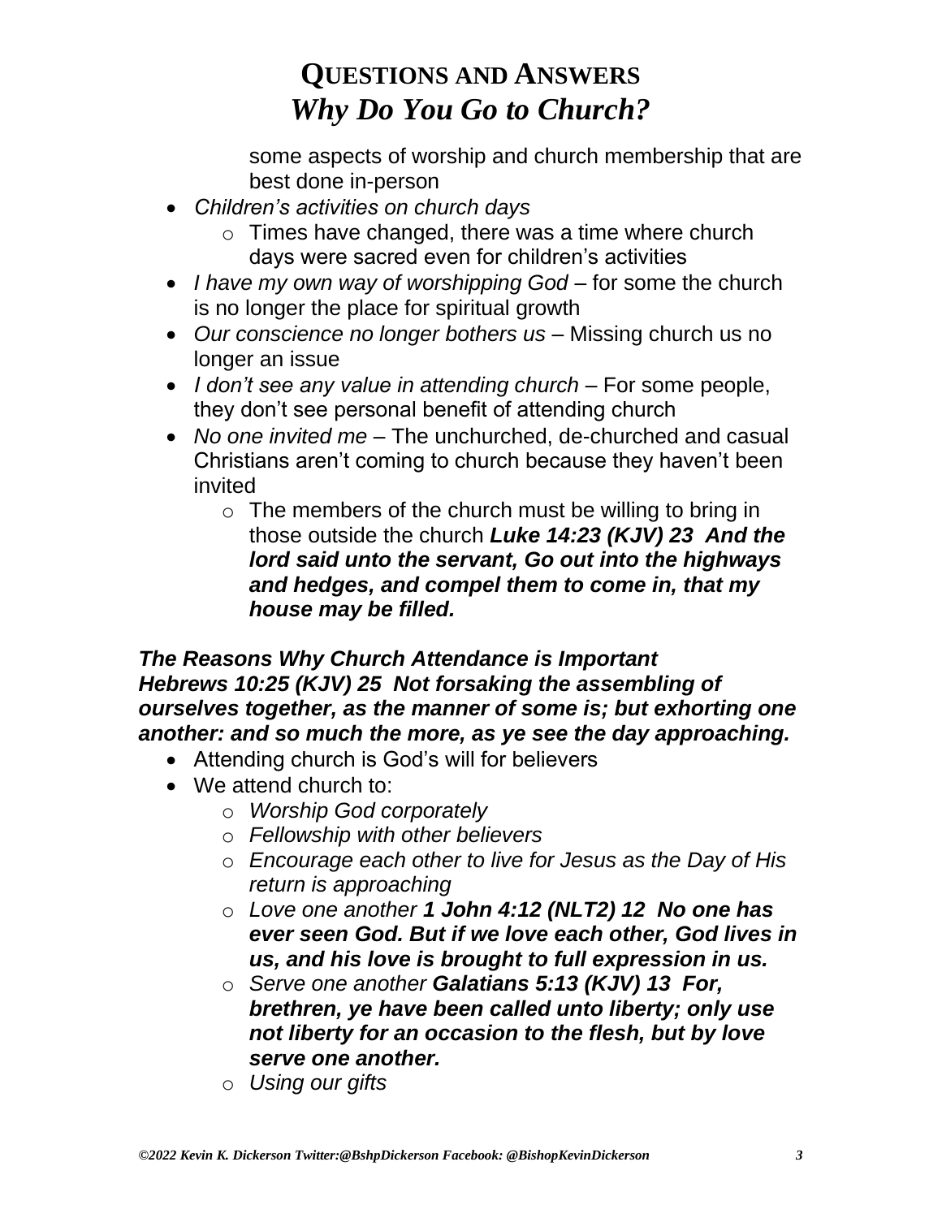some aspects of worship and church membership that are best done in-person

- *Children's activities on church days*
    - Times have changed, there was a time where church days were sacred even for children's activities
- *I have my own way of worshipping God* – for some the church is no longer the place for spiritual growth
- *Our conscience no longer bothers us* – Missing church us no longer an issue
- *I don't see any value in attending church* – For some people, they don't see personal benefit of attending church
- *No one invited me* – The unchurched, de-churched and casual Christians aren't coming to church because they haven't been invited
    - The members of the church must be willing to bring in those outside the church ***Luke 14:23 (KJV) 23 And the lord said unto the servant, Go out into the highways and hedges, and compel them to come in, that my house may be filled.***

***The Reasons Why Church Attendance is Important***
***Hebrews 10:25 (KJV) 25 Not forsaking the assembling of ourselves together, as the manner of some is; but exhorting one another: and so much the more, as ye see the day approaching.***

- Attending church is God's will for believers
- We attend church to:
    - *Worship God corporately*
    - *Fellowship with other believers*
    - *Encourage each other to live for Jesus as the Day of His return is approaching*
    - *Love one another* ***1 John 4:12 (NLT2) 12 No one has ever seen God. But if we love each other, God lives in us, and his love is brought to full expression in us.***
    - *Serve one another* ***Galatians 5:13 (KJV) 13 For, brethren, ye have been called unto liberty; only use not liberty for an occasion to the flesh, but by love serve one another.***
    - *Using our gifts*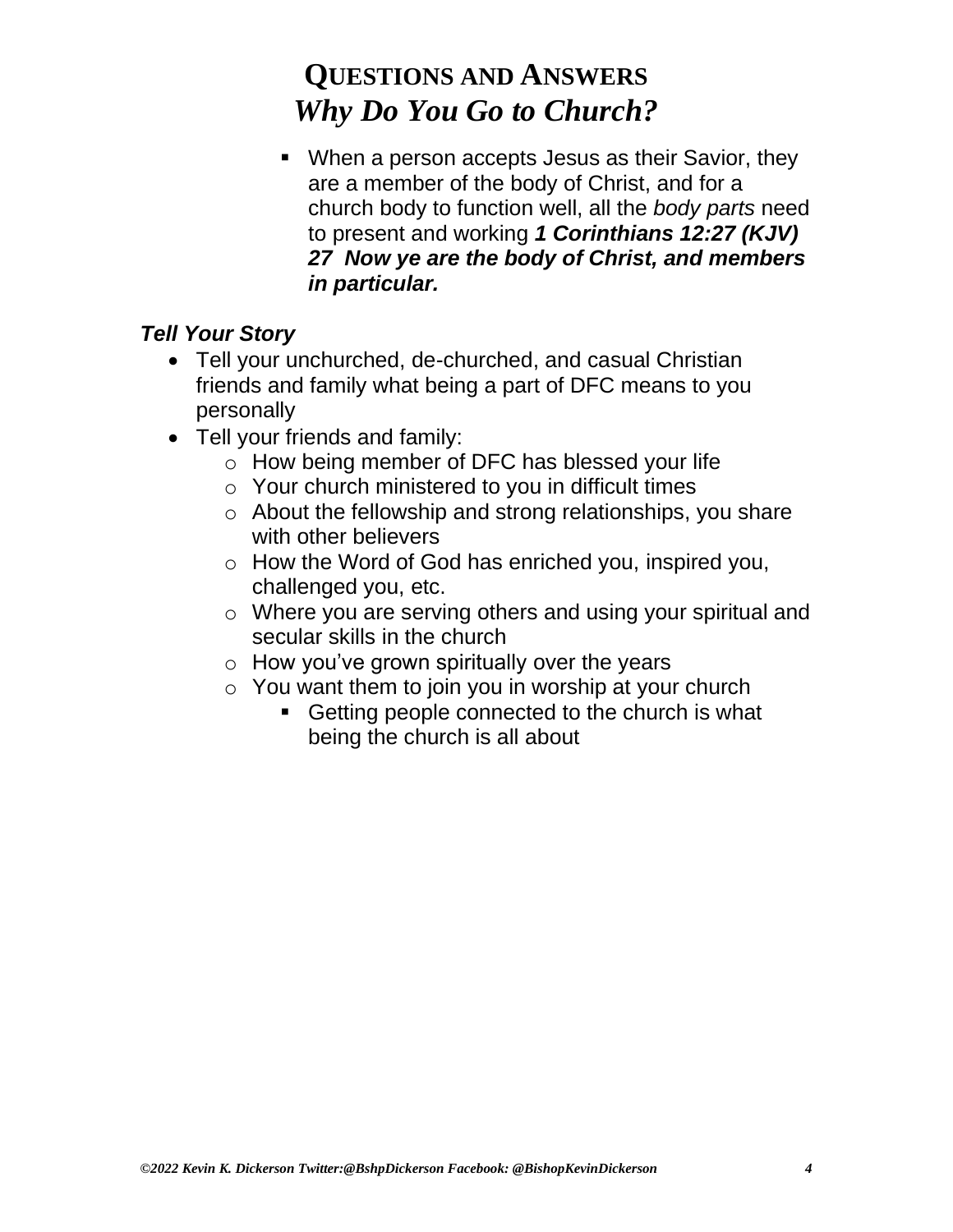# QUESTIONS AND ANSWERS
## *Why Do You Go to Church?*

- When a person accepts Jesus as their Savior, they are a member of the body of Christ, and for a church body to function well, all the *body parts* need to present and working ***1 Corinthians 12:27 (KJV) 27 Now ye are the body of Christ, and members in particular.***

***Tell Your Story***

- Tell your unchurched, de-churched, and casual Christian friends and family what being a part of DFC means to you personally
- Tell your friends and family:
  - How being member of DFC has blessed your life
  - Your church ministered to you in difficult times
  - About the fellowship and strong relationships, you share with other believers
  - How the Word of God has enriched you, inspired you, challenged you, etc.
  - Where you are serving others and using your spiritual and secular skills in the church
  - How you've grown spiritually over the years
  - You want them to join you in worship at your church
    - Getting people connected to the church is what being the church is all about